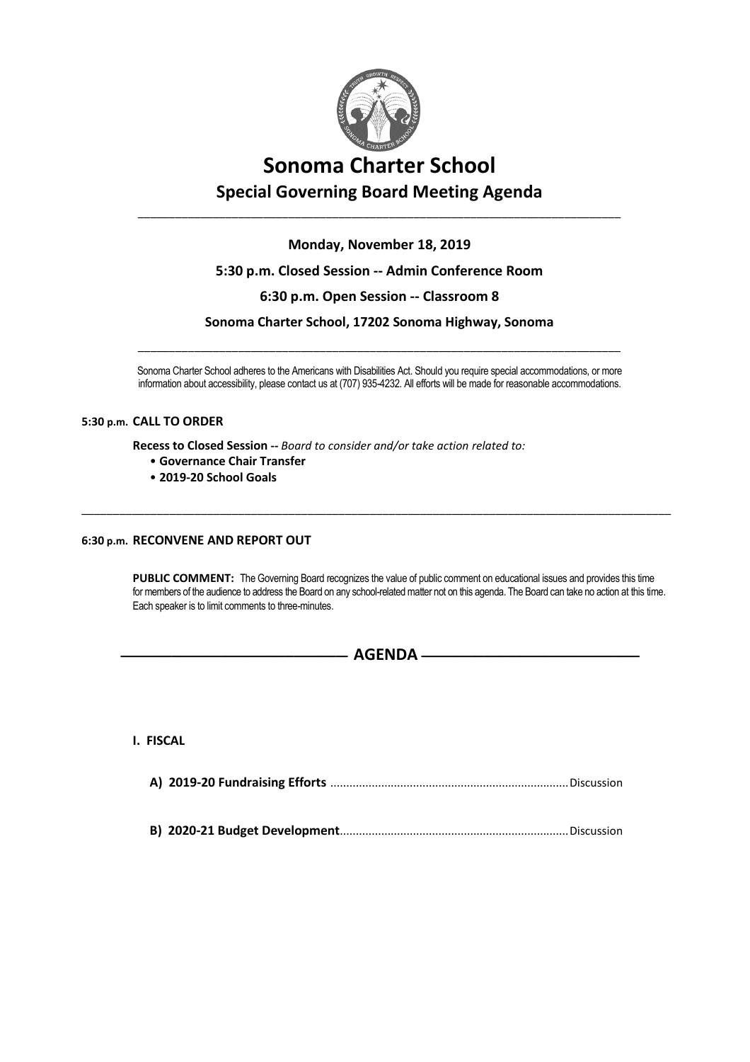# Sonoma Charter School

## Special Governing Board Meeting Agenda

---

**Monday, November 18, 2019**

**5:30 p.m. Closed Session -- Admin Conference Room**

**6:30 p.m. Open Session -- Classroom 8**

**Sonoma Charter School, 17202 Sonoma Highway, Sonoma**

---

Sonoma Charter School adheres to the Americans with Disabilities Act. Should you require special accommodations, or more information about accessibility, please contact us at (707) 935-4232. All efforts will be made for reasonable accommodations.

**5:30 p.m. CALL TO ORDER**

**Recess to Closed Session --** *Board to consider and/or take action related to:*

- **Governance Chair Transfer**
- **2019-20 School Goals**

---

**6:30 p.m. RECONVENE AND REPORT OUT**

**PUBLIC COMMENT:** The Governing Board recognizes the value of public comment on educational issues and provides this time for members of the audience to address the Board on any school-related matter not on this agenda. The Board can take no action at this time. Each speaker is to limit comments to three-minutes.

## AGENDA

**I. FISCAL**

**A) 2019-20 Fundraising Efforts** .......... Discussion

**B) 2020-21 Budget Development** .......... Discussion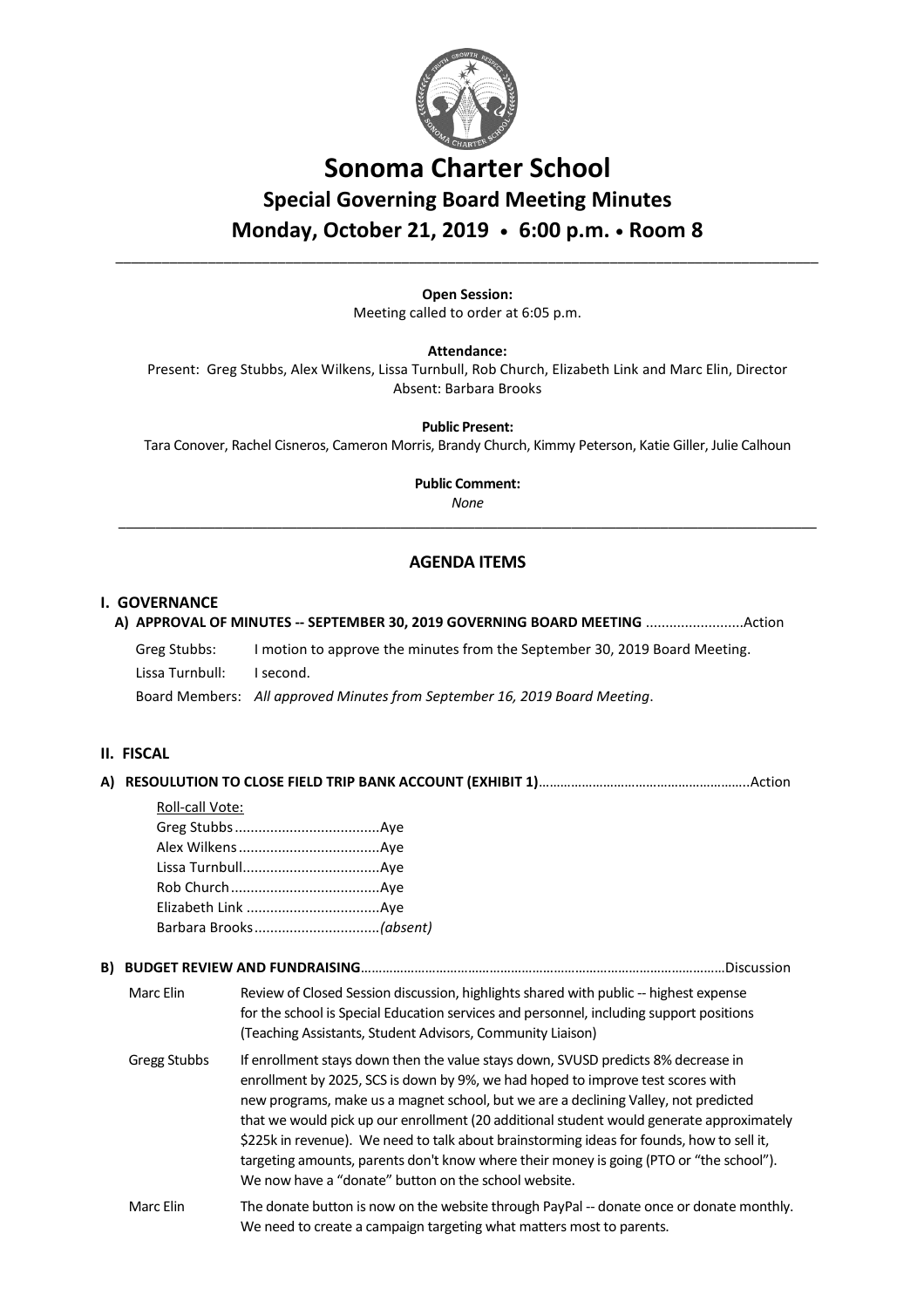# Sonoma Charter School

## Special Governing Board Meeting Minutes

## Monday, October 21, 2019 • 6:00 p.m. • Room 8

---

**Open Session:**

Meeting called to order at 6:05 p.m.

**Attendance:**

Present: Greg Stubbs, Alex Wilkens, Lissa Turnbull, Rob Church, Elizabeth Link and Marc Elin, Director

Absent: Barbara Brooks

**Public Present:**

Tara Conover, Rachel Cisneros, Cameron Morris, Brandy Church, Kimmy Peterson, Katie Giller, Julie Calhoun

**Public Comment:**

*None*

---

## AGENDA ITEMS

### I. GOVERNANCE

**A) APPROVAL OF MINUTES -- SEPTEMBER 30, 2019 GOVERNING BOARD MEETING** .........................Action

Greg Stubbs: I motion to approve the minutes from the September 30, 2019 Board Meeting.

Lissa Turnbull: I second.

Board Members: *All approved Minutes from September 16, 2019 Board Meeting*.

### II. FISCAL

**A) RESOULUTION TO CLOSE FIELD TRIP BANK ACCOUNT (EXHIBIT 1)**..........................................................Action

Roll-call Vote:

- Greg Stubbs.....................................Aye
- Alex Wilkens....................................Aye
- Lissa Turnbull...................................Aye
- Rob Church......................................Aye
- Elizabeth Link ..................................Aye
- Barbara Brooks................................*(absent)*

**B) BUDGET REVIEW AND FUNDRAISING**..................................................................................................Discussion

Marc Elin: Review of Closed Session discussion, highlights shared with public -- highest expense for the school is Special Education services and personnel, including support positions (Teaching Assistants, Student Advisors, Community Liaison)

Gregg Stubbs: If enrollment stays down then the value stays down, SVUSD predicts 8% decrease in enrollment by 2025, SCS is down by 9%, we had hoped to improve test scores with new programs, make us a magnet school, but we are a declining Valley, not predicted that we would pick up our enrollment (20 additional student would generate approximately \$225k in revenue). We need to talk about brainstorming ideas for founds, how to sell it, targeting amounts, parents don't know where their money is going (PTO or "the school"). We now have a "donate" button on the school website.

Marc Elin: The donate button is now on the website through PayPal -- donate once or donate monthly. We need to create a campaign targeting what matters most to parents.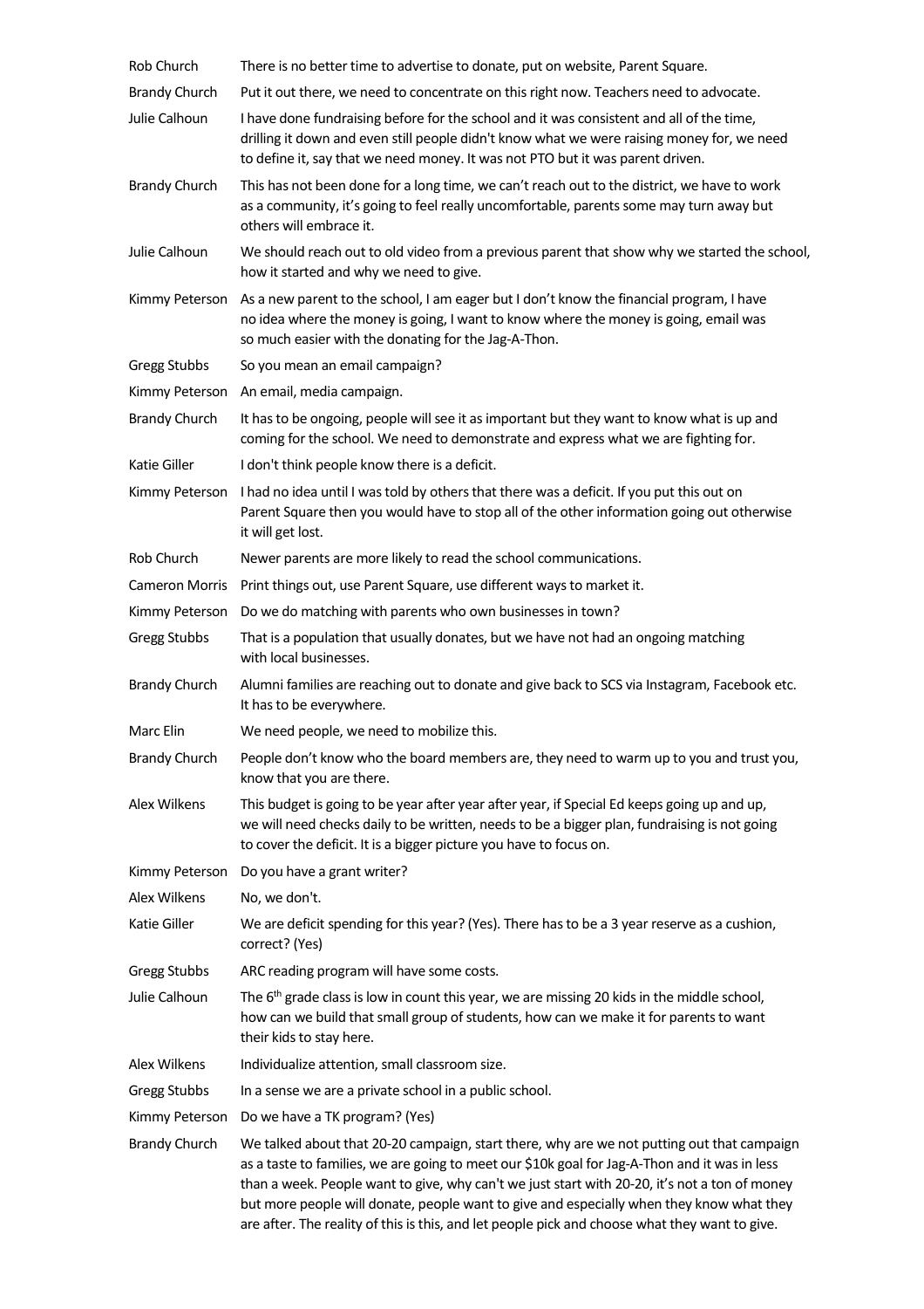| | |
|---|---|
| Rob Church | There is no better time to advertise to donate, put on website, Parent Square. |
| Brandy Church | Put it out there, we need to concentrate on this right now. Teachers need to advocate. |
| Julie Calhoun | I have done fundraising before for the school and it was consistent and all of the time, drilling it down and even still people didn't know what we were raising money for, we need to define it, say that we need money. It was not PTO but it was parent driven. |
| Brandy Church | This has not been done for a long time, we can't reach out to the district, we have to work as a community, it's going to feel really uncomfortable, parents some may turn away but others will embrace it. |
| Julie Calhoun | We should reach out to old video from a previous parent that show why we started the school, how it started and why we need to give. |
| Kimmy Peterson | As a new parent to the school, I am eager but I don't know the financial program, I have no idea where the money is going, I want to know where the money is going, email was so much easier with the donating for the Jag-A-Thon. |
| Gregg Stubbs | So you mean an email campaign? |
| Kimmy Peterson | An email, media campaign. |
| Brandy Church | It has to be ongoing, people will see it as important but they want to know what is up and coming for the school. We need to demonstrate and express what we are fighting for. |
| Katie Giller | I don't think people know there is a deficit. |
| Kimmy Peterson | I had no idea until I was told by others that there was a deficit. If you put this out on Parent Square then you would have to stop all of the other information going out otherwise it will get lost. |
| Rob Church | Newer parents are more likely to read the school communications. |
| Cameron Morris | Print things out, use Parent Square, use different ways to market it. |
| Kimmy Peterson | Do we do matching with parents who own businesses in town? |
| Gregg Stubbs | That is a population that usually donates, but we have not had an ongoing matching with local businesses. |
| Brandy Church | Alumni families are reaching out to donate and give back to SCS via Instagram, Facebook etc. It has to be everywhere. |
| Marc Elin | We need people, we need to mobilize this. |
| Brandy Church | People don't know who the board members are, they need to warm up to you and trust you, know that you are there. |
| Alex Wilkens | This budget is going to be year after year after year, if Special Ed keeps going up and up, we will need checks daily to be written, needs to be a bigger plan, fundraising is not going to cover the deficit. It is a bigger picture you have to focus on. |
| Kimmy Peterson | Do you have a grant writer? |
| Alex Wilkens | No, we don't. |
| Katie Giller | We are deficit spending for this year? (Yes). There has to be a 3 year reserve as a cushion, correct? (Yes) |
| Gregg Stubbs | ARC reading program will have some costs. |
| Julie Calhoun | The 6th grade class is low in count this year, we are missing 20 kids in the middle school, how can we build that small group of students, how can we make it for parents to want their kids to stay here. |
| Alex Wilkens | Individualize attention, small classroom size. |
| Gregg Stubbs | In a sense we are a private school in a public school. |
| Kimmy Peterson | Do we have a TK program? (Yes) |
| Brandy Church | We talked about that 20-20 campaign, start there, why are we not putting out that campaign as a taste to families, we are going to meet our $10k goal for Jag-A-Thon and it was in less than a week. People want to give, why can't we just start with 20-20, it's not a ton of money but more people will donate, people want to give and especially when they know what they are after. The reality of this is this, and let people pick and choose what they want to give. |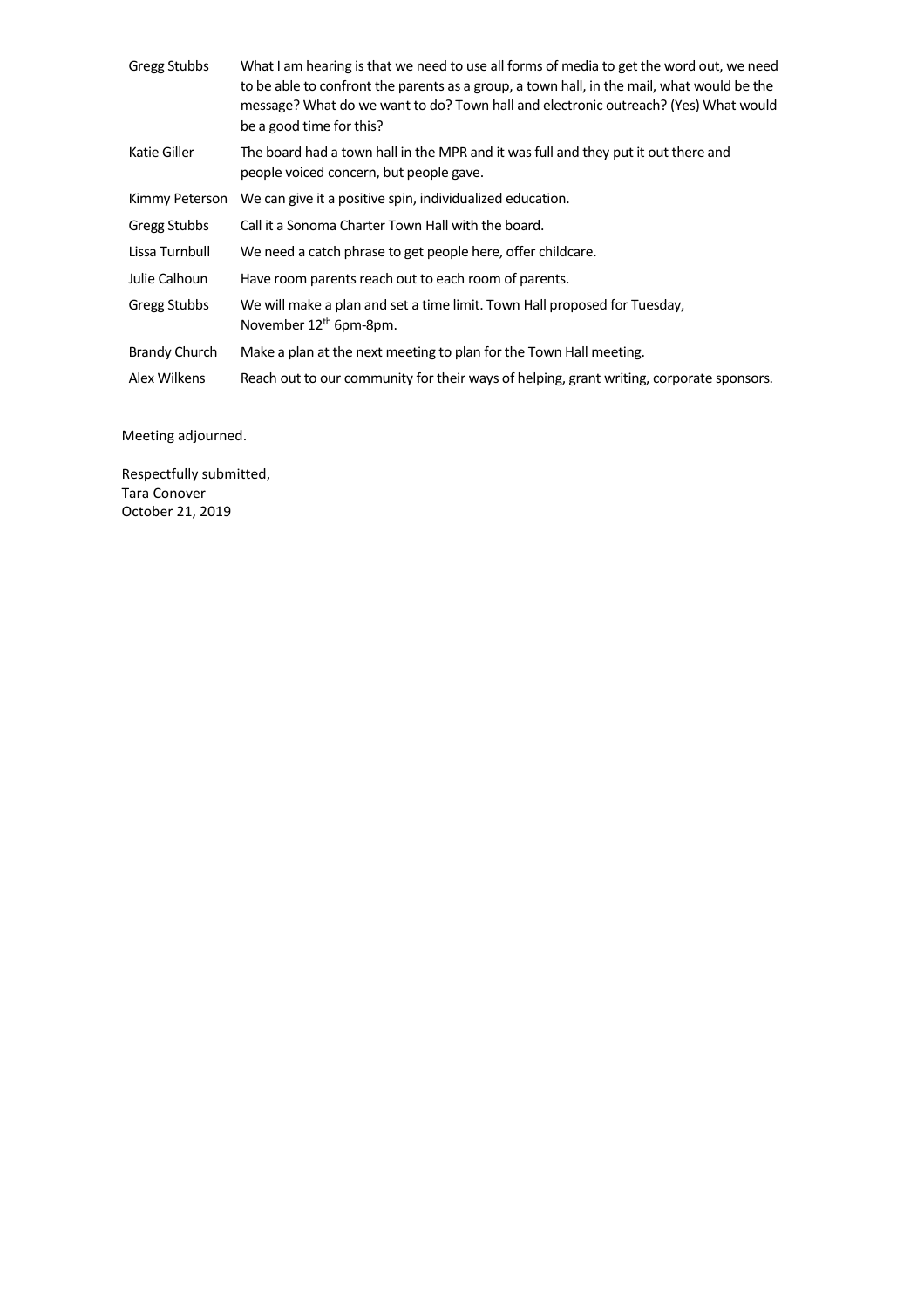| | |
|---|---|
| Gregg Stubbs | What I am hearing is that we need to use all forms of media to get the word out, we need to be able to confront the parents as a group, a town hall, in the mail, what would be the message? What do we want to do? Town hall and electronic outreach? (Yes) What would be a good time for this? |
| Katie Giller | The board had a town hall in the MPR and it was full and they put it out there and people voiced concern, but people gave. |
| Kimmy Peterson | We can give it a positive spin, individualized education. |
| Gregg Stubbs | Call it a Sonoma Charter Town Hall with the board. |
| Lissa Turnbull | We need a catch phrase to get people here, offer childcare. |
| Julie Calhoun | Have room parents reach out to each room of parents. |
| Gregg Stubbs | We will make a plan and set a time limit. Town Hall proposed for Tuesday, November 12th 6pm-8pm. |
| Brandy Church | Make a plan at the next meeting to plan for the Town Hall meeting. |
| Alex Wilkens | Reach out to our community for their ways of helping, grant writing, corporate sponsors. |

Meeting adjourned.

Respectfully submitted,
Tara Conover
October 21, 2019